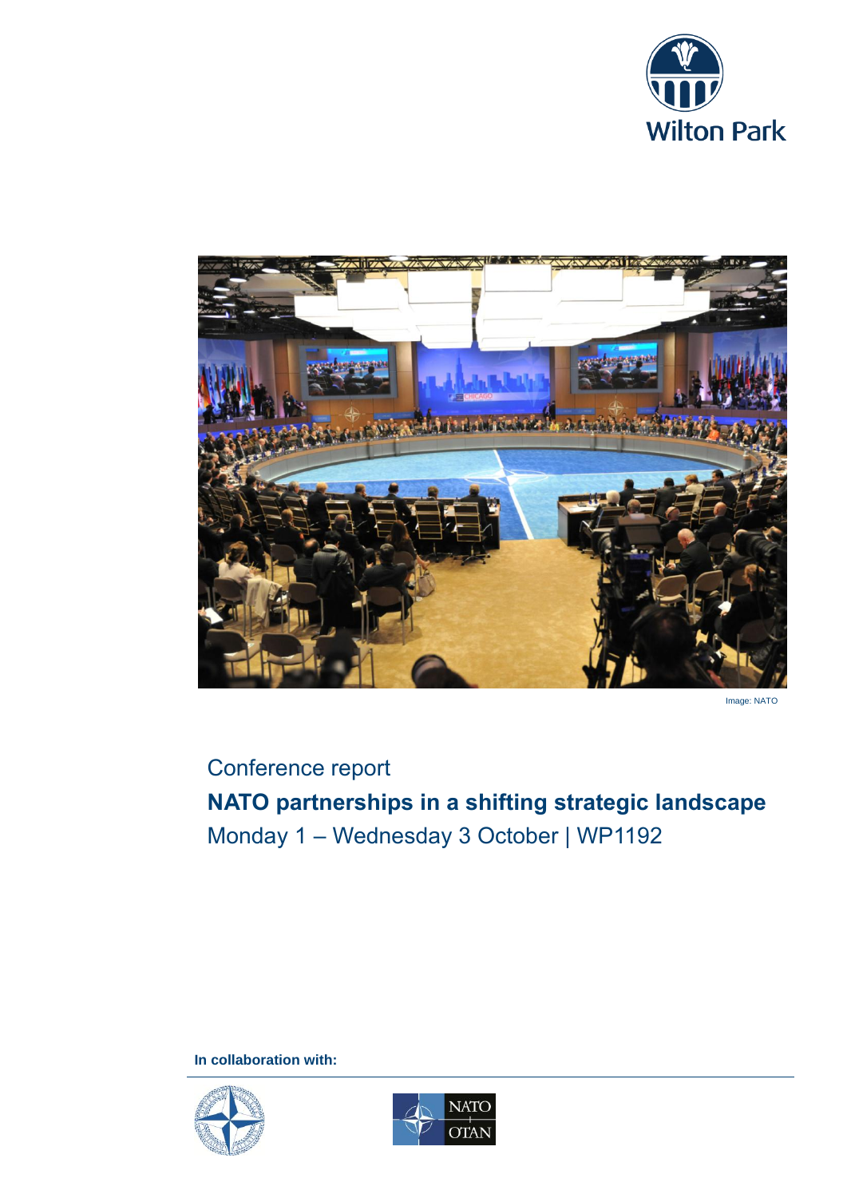Wilton Park

Image: NATO

Conference report

# NATO partnerships in a shifting strategic landscape

Monday 1 – Wednesday 3 October | WP1192

**In collaboration with:**

NATO OTAN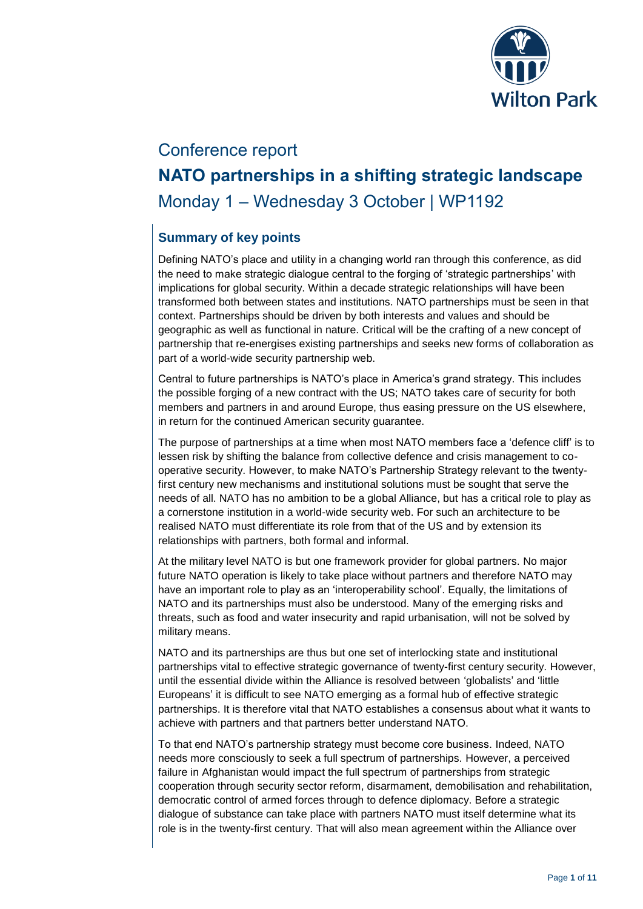# Conference report

# NATO partnerships in a shifting strategic landscape

## Monday 1 – Wednesday 3 October | WP1192

### Summary of key points

Defining NATO's place and utility in a changing world ran through this conference, as did the need to make strategic dialogue central to the forging of 'strategic partnerships' with implications for global security. Within a decade strategic relationships will have been transformed both between states and institutions. NATO partnerships must be seen in that context. Partnerships should be driven by both interests and values and should be geographic as well as functional in nature. Critical will be the crafting of a new concept of partnership that re-energises existing partnerships and seeks new forms of collaboration as part of a world-wide security partnership web.

Central to future partnerships is NATO's place in America's grand strategy. This includes the possible forging of a new contract with the US; NATO takes care of security for both members and partners in and around Europe, thus easing pressure on the US elsewhere, in return for the continued American security guarantee.

The purpose of partnerships at a time when most NATO members face a 'defence cliff' is to lessen risk by shifting the balance from collective defence and crisis management to co-operative security. However, to make NATO's Partnership Strategy relevant to the twenty-first century new mechanisms and institutional solutions must be sought that serve the needs of all. NATO has no ambition to be a global Alliance, but has a critical role to play as a cornerstone institution in a world-wide security web. For such an architecture to be realised NATO must differentiate its role from that of the US and by extension its relationships with partners, both formal and informal.

At the military level NATO is but one framework provider for global partners. No major future NATO operation is likely to take place without partners and therefore NATO may have an important role to play as an 'interoperability school'. Equally, the limitations of NATO and its partnerships must also be understood. Many of the emerging risks and threats, such as food and water insecurity and rapid urbanisation, will not be solved by military means.

NATO and its partnerships are thus but one set of interlocking state and institutional partnerships vital to effective strategic governance of twenty-first century security. However, until the essential divide within the Alliance is resolved between 'globalists' and 'little Europeans' it is difficult to see NATO emerging as a formal hub of effective strategic partnerships. It is therefore vital that NATO establishes a consensus about what it wants to achieve with partners and that partners better understand NATO.

To that end NATO's partnership strategy must become core business. Indeed, NATO needs more consciously to seek a full spectrum of partnerships. However, a perceived failure in Afghanistan would impact the full spectrum of partnerships from strategic cooperation through security sector reform, disarmament, demobilisation and rehabilitation, democratic control of armed forces through to defence diplomacy. Before a strategic dialogue of substance can take place with partners NATO must itself determine what its role is in the twenty-first century. That will also mean agreement within the Alliance over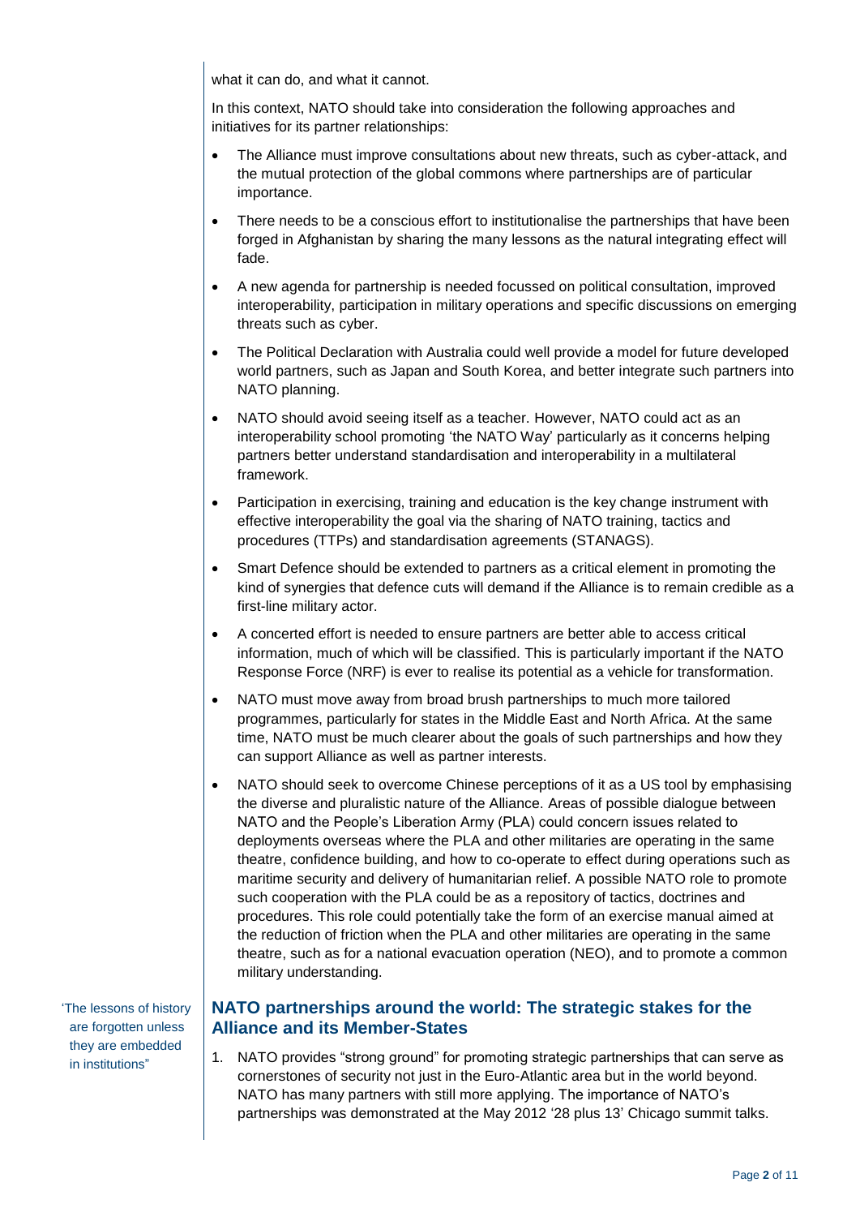what it can do, and what it cannot.

In this context, NATO should take into consideration the following approaches and initiatives for its partner relationships:

- The Alliance must improve consultations about new threats, such as cyber-attack, and the mutual protection of the global commons where partnerships are of particular importance.
- There needs to be a conscious effort to institutionalise the partnerships that have been forged in Afghanistan by sharing the many lessons as the natural integrating effect will fade.
- A new agenda for partnership is needed focussed on political consultation, improved interoperability, participation in military operations and specific discussions on emerging threats such as cyber.
- The Political Declaration with Australia could well provide a model for future developed world partners, such as Japan and South Korea, and better integrate such partners into NATO planning.
- NATO should avoid seeing itself as a teacher. However, NATO could act as an interoperability school promoting 'the NATO Way' particularly as it concerns helping partners better understand standardisation and interoperability in a multilateral framework.
- Participation in exercising, training and education is the key change instrument with effective interoperability the goal via the sharing of NATO training, tactics and procedures (TTPs) and standardisation agreements (STANAGS).
- Smart Defence should be extended to partners as a critical element in promoting the kind of synergies that defence cuts will demand if the Alliance is to remain credible as a first-line military actor.
- A concerted effort is needed to ensure partners are better able to access critical information, much of which will be classified. This is particularly important if the NATO Response Force (NRF) is ever to realise its potential as a vehicle for transformation.
- NATO must move away from broad brush partnerships to much more tailored programmes, particularly for states in the Middle East and North Africa. At the same time, NATO must be much clearer about the goals of such partnerships and how they can support Alliance as well as partner interests.
- NATO should seek to overcome Chinese perceptions of it as a US tool by emphasising the diverse and pluralistic nature of the Alliance. Areas of possible dialogue between NATO and the People's Liberation Army (PLA) could concern issues related to deployments overseas where the PLA and other militaries are operating in the same theatre, confidence building, and how to co-operate to effect during operations such as maritime security and delivery of humanitarian relief. A possible NATO role to promote such cooperation with the PLA could be as a repository of tactics, doctrines and procedures. This role could potentially take the form of an exercise manual aimed at the reduction of friction when the PLA and other militaries are operating in the same theatre, such as for a national evacuation operation (NEO), and to promote a common military understanding.

'The lessons of history are forgotten unless they are embedded in institutions"

## NATO partnerships around the world: The strategic stakes for the Alliance and its Member-States

1. NATO provides "strong ground" for promoting strategic partnerships that can serve as cornerstones of security not just in the Euro-Atlantic area but in the world beyond. NATO has many partners with still more applying. The importance of NATO's partnerships was demonstrated at the May 2012 '28 plus 13' Chicago summit talks.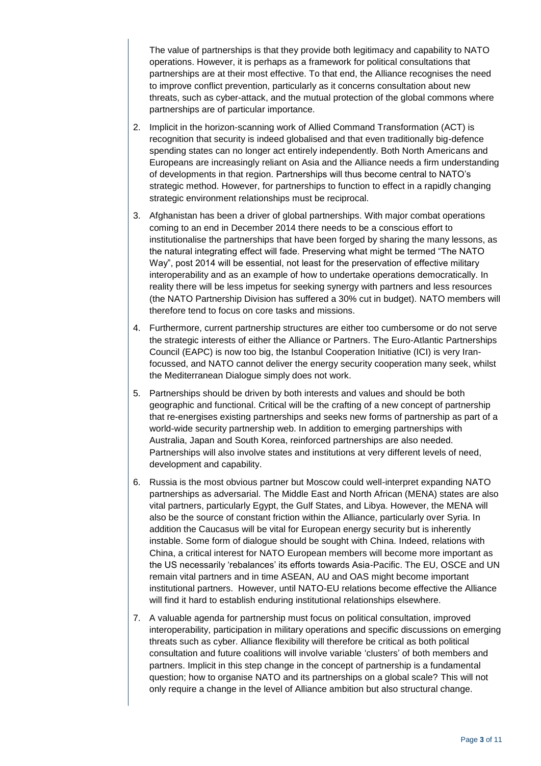The value of partnerships is that they provide both legitimacy and capability to NATO operations. However, it is perhaps as a framework for political consultations that partnerships are at their most effective. To that end, the Alliance recognises the need to improve conflict prevention, particularly as it concerns consultation about new threats, such as cyber-attack, and the mutual protection of the global commons where partnerships are of particular importance.

2. Implicit in the horizon-scanning work of Allied Command Transformation (ACT) is recognition that security is indeed globalised and that even traditionally big-defence spending states can no longer act entirely independently. Both North Americans and Europeans are increasingly reliant on Asia and the Alliance needs a firm understanding of developments in that region. Partnerships will thus become central to NATO's strategic method. However, for partnerships to function to effect in a rapidly changing strategic environment relationships must be reciprocal.

3. Afghanistan has been a driver of global partnerships. With major combat operations coming to an end in December 2014 there needs to be a conscious effort to institutionalise the partnerships that have been forged by sharing the many lessons, as the natural integrating effect will fade. Preserving what might be termed "The NATO Way", post 2014 will be essential, not least for the preservation of effective military interoperability and as an example of how to undertake operations democratically. In reality there will be less impetus for seeking synergy with partners and less resources (the NATO Partnership Division has suffered a 30% cut in budget). NATO members will therefore tend to focus on core tasks and missions.

4. Furthermore, current partnership structures are either too cumbersome or do not serve the strategic interests of either the Alliance or Partners. The Euro-Atlantic Partnerships Council (EAPC) is now too big, the Istanbul Cooperation Initiative (ICI) is very Iran-focussed, and NATO cannot deliver the energy security cooperation many seek, whilst the Mediterranean Dialogue simply does not work.

5. Partnerships should be driven by both interests and values and should be both geographic and functional. Critical will be the crafting of a new concept of partnership that re-energises existing partnerships and seeks new forms of partnership as part of a world-wide security partnership web. In addition to emerging partnerships with Australia, Japan and South Korea, reinforced partnerships are also needed. Partnerships will also involve states and institutions at very different levels of need, development and capability.

6. Russia is the most obvious partner but Moscow could well-interpret expanding NATO partnerships as adversarial. The Middle East and North African (MENA) states are also vital partners, particularly Egypt, the Gulf States, and Libya. However, the MENA will also be the source of constant friction within the Alliance, particularly over Syria. In addition the Caucasus will be vital for European energy security but is inherently instable. Some form of dialogue should be sought with China. Indeed, relations with China, a critical interest for NATO European members will become more important as the US necessarily 'rebalances' its efforts towards Asia-Pacific. The EU, OSCE and UN remain vital partners and in time ASEAN, AU and OAS might become important institutional partners. However, until NATO-EU relations become effective the Alliance will find it hard to establish enduring institutional relationships elsewhere.

7. A valuable agenda for partnership must focus on political consultation, improved interoperability, participation in military operations and specific discussions on emerging threats such as cyber. Alliance flexibility will therefore be critical as both political consultation and future coalitions will involve variable 'clusters' of both members and partners. Implicit in this step change in the concept of partnership is a fundamental question; how to organise NATO and its partnerships on a global scale? This will not only require a change in the level of Alliance ambition but also structural change.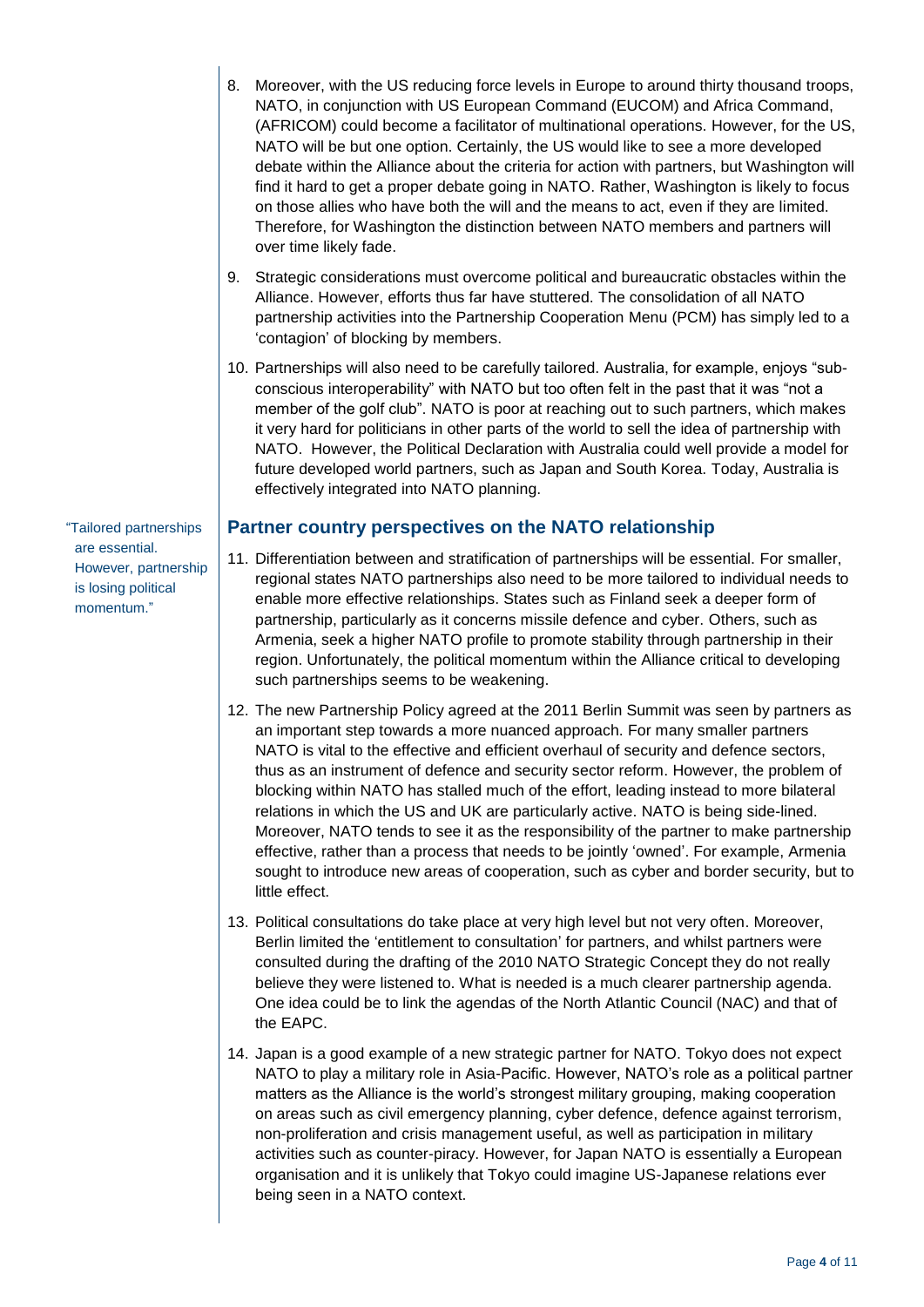8. Moreover, with the US reducing force levels in Europe to around thirty thousand troops, NATO, in conjunction with US European Command (EUCOM) and Africa Command, (AFRICOM) could become a facilitator of multinational operations. However, for the US, NATO will be but one option. Certainly, the US would like to see a more developed debate within the Alliance about the criteria for action with partners, but Washington will find it hard to get a proper debate going in NATO. Rather, Washington is likely to focus on those allies who have both the will and the means to act, even if they are limited. Therefore, for Washington the distinction between NATO members and partners will over time likely fade.

9. Strategic considerations must overcome political and bureaucratic obstacles within the Alliance. However, efforts thus far have stuttered. The consolidation of all NATO partnership activities into the Partnership Cooperation Menu (PCM) has simply led to a 'contagion' of blocking by members.

10. Partnerships will also need to be carefully tailored. Australia, for example, enjoys "sub-conscious interoperability" with NATO but too often felt in the past that it was "not a member of the golf club". NATO is poor at reaching out to such partners, which makes it very hard for politicians in other parts of the world to sell the idea of partnership with NATO. However, the Political Declaration with Australia could well provide a model for future developed world partners, such as Japan and South Korea. Today, Australia is effectively integrated into NATO planning.

## Partner country perspectives on the NATO relationship

"Tailored partnerships are essential. However, partnership is losing political momentum."

11. Differentiation between and stratification of partnerships will be essential. For smaller, regional states NATO partnerships also need to be more tailored to individual needs to enable more effective relationships. States such as Finland seek a deeper form of partnership, particularly as it concerns missile defence and cyber. Others, such as Armenia, seek a higher NATO profile to promote stability through partnership in their region. Unfortunately, the political momentum within the Alliance critical to developing such partnerships seems to be weakening.

12. The new Partnership Policy agreed at the 2011 Berlin Summit was seen by partners as an important step towards a more nuanced approach. For many smaller partners NATO is vital to the effective and efficient overhaul of security and defence sectors, thus as an instrument of defence and security sector reform. However, the problem of blocking within NATO has stalled much of the effort, leading instead to more bilateral relations in which the US and UK are particularly active. NATO is being side-lined. Moreover, NATO tends to see it as the responsibility of the partner to make partnership effective, rather than a process that needs to be jointly 'owned'. For example, Armenia sought to introduce new areas of cooperation, such as cyber and border security, but to little effect.

13. Political consultations do take place at very high level but not very often. Moreover, Berlin limited the 'entitlement to consultation' for partners, and whilst partners were consulted during the drafting of the 2010 NATO Strategic Concept they do not really believe they were listened to. What is needed is a much clearer partnership agenda. One idea could be to link the agendas of the North Atlantic Council (NAC) and that of the EAPC.

14. Japan is a good example of a new strategic partner for NATO. Tokyo does not expect NATO to play a military role in Asia-Pacific. However, NATO's role as a political partner matters as the Alliance is the world's strongest military grouping, making cooperation on areas such as civil emergency planning, cyber defence, defence against terrorism, non-proliferation and crisis management useful, as well as participation in military activities such as counter-piracy. However, for Japan NATO is essentially a European organisation and it is unlikely that Tokyo could imagine US-Japanese relations ever being seen in a NATO context.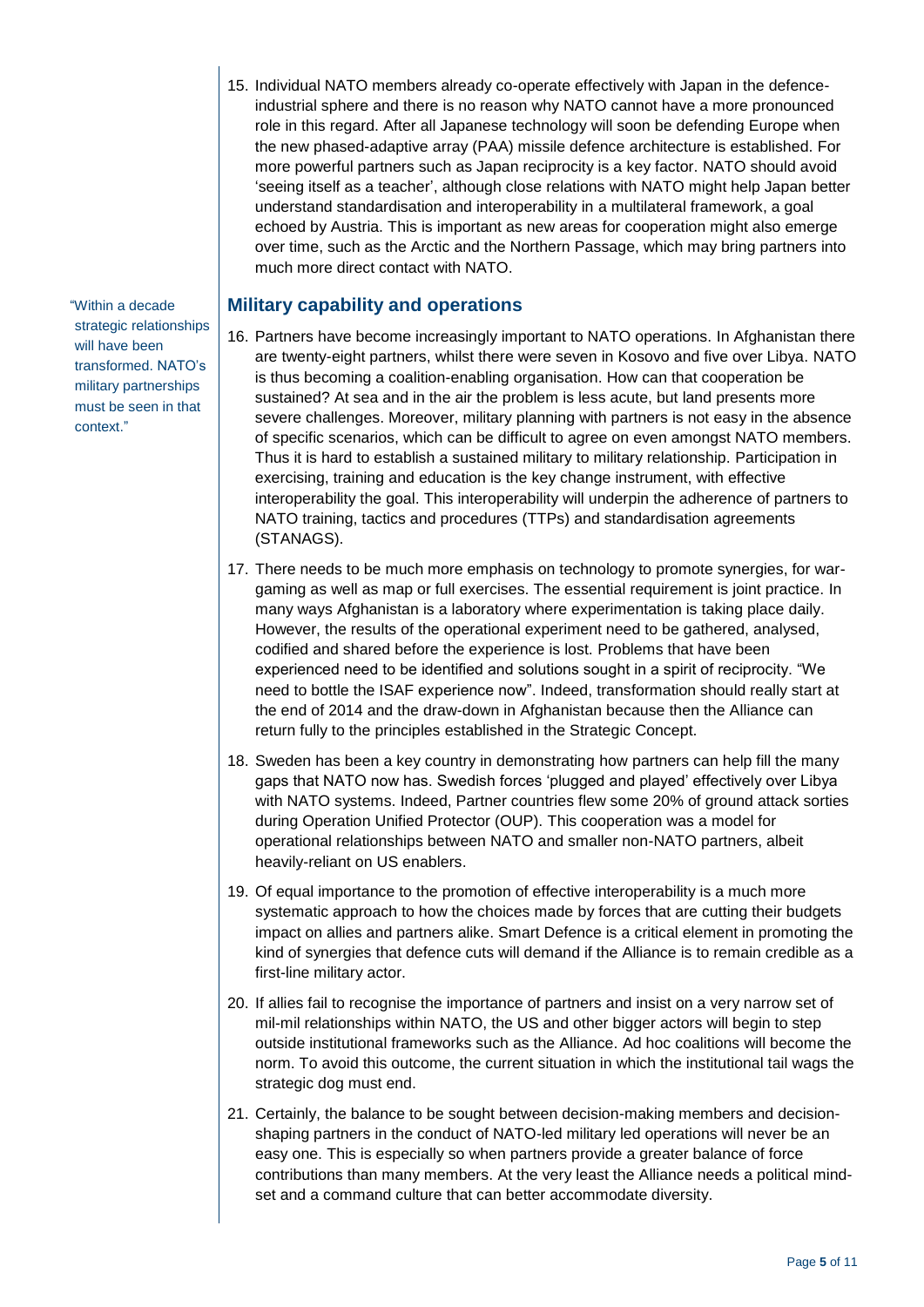15. Individual NATO members already co-operate effectively with Japan in the defence-industrial sphere and there is no reason why NATO cannot have a more pronounced role in this regard. After all Japanese technology will soon be defending Europe when the new phased-adaptive array (PAA) missile defence architecture is established. For more powerful partners such as Japan reciprocity is a key factor. NATO should avoid 'seeing itself as a teacher', although close relations with NATO might help Japan better understand standardisation and interoperability in a multilateral framework, a goal echoed by Austria. This is important as new areas for cooperation might also emerge over time, such as the Arctic and the Northern Passage, which may bring partners into much more direct contact with NATO.

"Within a decade strategic relationships will have been transformed. NATO's military partnerships must be seen in that context."

## Military capability and operations

16. Partners have become increasingly important to NATO operations. In Afghanistan there are twenty-eight partners, whilst there were seven in Kosovo and five over Libya. NATO is thus becoming a coalition-enabling organisation. How can that cooperation be sustained? At sea and in the air the problem is less acute, but land presents more severe challenges. Moreover, military planning with partners is not easy in the absence of specific scenarios, which can be difficult to agree on even amongst NATO members. Thus it is hard to establish a sustained military to military relationship. Participation in exercising, training and education is the key change instrument, with effective interoperability the goal. This interoperability will underpin the adherence of partners to NATO training, tactics and procedures (TTPs) and standardisation agreements (STANAGS).

17. There needs to be much more emphasis on technology to promote synergies, for war-gaming as well as map or full exercises. The essential requirement is joint practice. In many ways Afghanistan is a laboratory where experimentation is taking place daily. However, the results of the operational experiment need to be gathered, analysed, codified and shared before the experience is lost. Problems that have been experienced need to be identified and solutions sought in a spirit of reciprocity. "We need to bottle the ISAF experience now". Indeed, transformation should really start at the end of 2014 and the draw-down in Afghanistan because then the Alliance can return fully to the principles established in the Strategic Concept.

18. Sweden has been a key country in demonstrating how partners can help fill the many gaps that NATO now has. Swedish forces 'plugged and played' effectively over Libya with NATO systems. Indeed, Partner countries flew some 20% of ground attack sorties during Operation Unified Protector (OUP). This cooperation was a model for operational relationships between NATO and smaller non-NATO partners, albeit heavily-reliant on US enablers.

19. Of equal importance to the promotion of effective interoperability is a much more systematic approach to how the choices made by forces that are cutting their budgets impact on allies and partners alike. Smart Defence is a critical element in promoting the kind of synergies that defence cuts will demand if the Alliance is to remain credible as a first-line military actor.

20. If allies fail to recognise the importance of partners and insist on a very narrow set of mil-mil relationships within NATO, the US and other bigger actors will begin to step outside institutional frameworks such as the Alliance. Ad hoc coalitions will become the norm. To avoid this outcome, the current situation in which the institutional tail wags the strategic dog must end.

21. Certainly, the balance to be sought between decision-making members and decision-shaping partners in the conduct of NATO-led military led operations will never be an easy one. This is especially so when partners provide a greater balance of force contributions than many members. At the very least the Alliance needs a political mind-set and a command culture that can better accommodate diversity.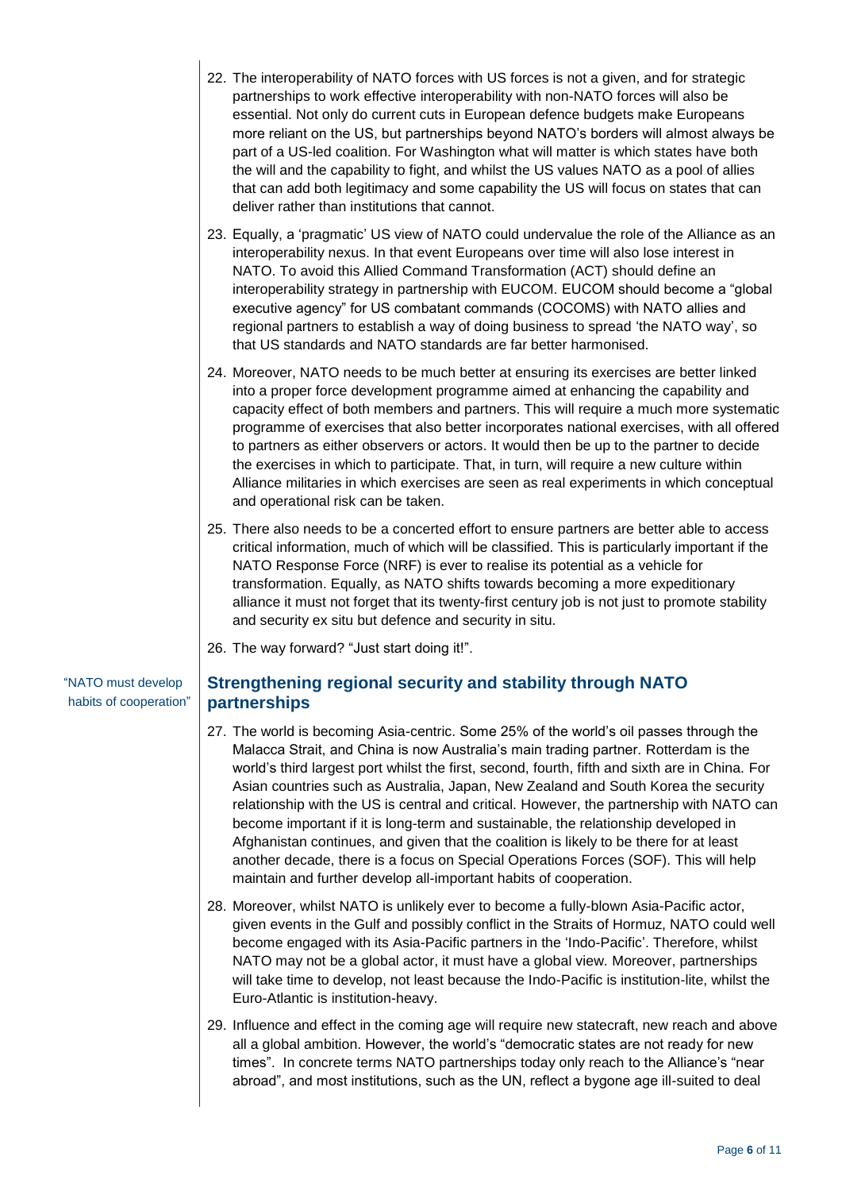22. The interoperability of NATO forces with US forces is not a given, and for strategic partnerships to work effective interoperability with non-NATO forces will also be essential. Not only do current cuts in European defence budgets make Europeans more reliant on the US, but partnerships beyond NATO's borders will almost always be part of a US-led coalition. For Washington what will matter is which states have both the will and the capability to fight, and whilst the US values NATO as a pool of allies that can add both legitimacy and some capability the US will focus on states that can deliver rather than institutions that cannot.

23. Equally, a 'pragmatic' US view of NATO could undervalue the role of the Alliance as an interoperability nexus. In that event Europeans over time will also lose interest in NATO. To avoid this Allied Command Transformation (ACT) should define an interoperability strategy in partnership with EUCOM. EUCOM should become a "global executive agency" for US combatant commands (COCOMS) with NATO allies and regional partners to establish a way of doing business to spread 'the NATO way', so that US standards and NATO standards are far better harmonised.

24. Moreover, NATO needs to be much better at ensuring its exercises are better linked into a proper force development programme aimed at enhancing the capability and capacity effect of both members and partners. This will require a much more systematic programme of exercises that also better incorporates national exercises, with all offered to partners as either observers or actors. It would then be up to the partner to decide the exercises in which to participate. That, in turn, will require a new culture within Alliance militaries in which exercises are seen as real experiments in which conceptual and operational risk can be taken.

25. There also needs to be a concerted effort to ensure partners are better able to access critical information, much of which will be classified. This is particularly important if the NATO Response Force (NRF) is ever to realise its potential as a vehicle for transformation. Equally, as NATO shifts towards becoming a more expeditionary alliance it must not forget that its twenty-first century job is not just to promote stability and security ex situ but defence and security in situ.

26. The way forward? "Just start doing it!".

"NATO must develop habits of cooperation"

## Strengthening regional security and stability through NATO partnerships

27. The world is becoming Asia-centric. Some 25% of the world's oil passes through the Malacca Strait, and China is now Australia's main trading partner. Rotterdam is the world's third largest port whilst the first, second, fourth, fifth and sixth are in China. For Asian countries such as Australia, Japan, New Zealand and South Korea the security relationship with the US is central and critical. However, the partnership with NATO can become important if it is long-term and sustainable, the relationship developed in Afghanistan continues, and given that the coalition is likely to be there for at least another decade, there is a focus on Special Operations Forces (SOF). This will help maintain and further develop all-important habits of cooperation.

28. Moreover, whilst NATO is unlikely ever to become a fully-blown Asia-Pacific actor, given events in the Gulf and possibly conflict in the Straits of Hormuz, NATO could well become engaged with its Asia-Pacific partners in the 'Indo-Pacific'. Therefore, whilst NATO may not be a global actor, it must have a global view. Moreover, partnerships will take time to develop, not least because the Indo-Pacific is institution-lite, whilst the Euro-Atlantic is institution-heavy.

29. Influence and effect in the coming age will require new statecraft, new reach and above all a global ambition. However, the world's "democratic states are not ready for new times". In concrete terms NATO partnerships today only reach to the Alliance's "near abroad", and most institutions, such as the UN, reflect a bygone age ill-suited to deal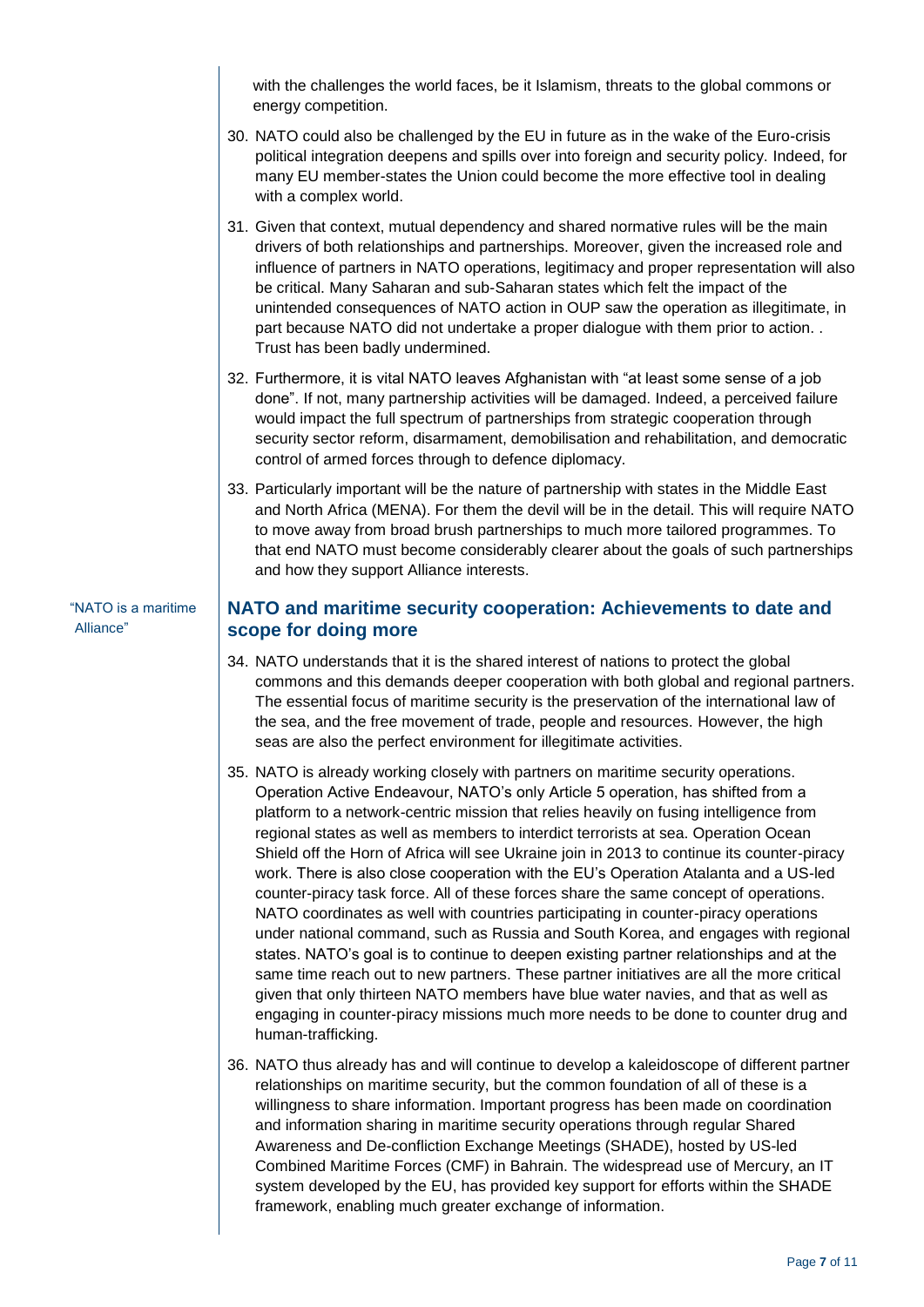with the challenges the world faces, be it Islamism, threats to the global commons or energy competition.

30. NATO could also be challenged by the EU in future as in the wake of the Euro-crisis political integration deepens and spills over into foreign and security policy. Indeed, for many EU member-states the Union could become the more effective tool in dealing with a complex world.

31. Given that context, mutual dependency and shared normative rules will be the main drivers of both relationships and partnerships. Moreover, given the increased role and influence of partners in NATO operations, legitimacy and proper representation will also be critical. Many Saharan and sub-Saharan states which felt the impact of the unintended consequences of NATO action in OUP saw the operation as illegitimate, in part because NATO did not undertake a proper dialogue with them prior to action. . Trust has been badly undermined.

32. Furthermore, it is vital NATO leaves Afghanistan with "at least some sense of a job done". If not, many partnership activities will be damaged. Indeed, a perceived failure would impact the full spectrum of partnerships from strategic cooperation through security sector reform, disarmament, demobilisation and rehabilitation, and democratic control of armed forces through to defence diplomacy.

33. Particularly important will be the nature of partnership with states in the Middle East and North Africa (MENA). For them the devil will be in the detail. This will require NATO to move away from broad brush partnerships to much more tailored programmes. To that end NATO must become considerably clearer about the goals of such partnerships and how they support Alliance interests.

"NATO is a maritime Alliance"

## NATO and maritime security cooperation: Achievements to date and scope for doing more

34. NATO understands that it is the shared interest of nations to protect the global commons and this demands deeper cooperation with both global and regional partners. The essential focus of maritime security is the preservation of the international law of the sea, and the free movement of trade, people and resources. However, the high seas are also the perfect environment for illegitimate activities.

35. NATO is already working closely with partners on maritime security operations. Operation Active Endeavour, NATO's only Article 5 operation, has shifted from a platform to a network-centric mission that relies heavily on fusing intelligence from regional states as well as members to interdict terrorists at sea. Operation Ocean Shield off the Horn of Africa will see Ukraine join in 2013 to continue its counter-piracy work. There is also close cooperation with the EU's Operation Atalanta and a US-led counter-piracy task force. All of these forces share the same concept of operations. NATO coordinates as well with countries participating in counter-piracy operations under national command, such as Russia and South Korea, and engages with regional states. NATO's goal is to continue to deepen existing partner relationships and at the same time reach out to new partners. These partner initiatives are all the more critical given that only thirteen NATO members have blue water navies, and that as well as engaging in counter-piracy missions much more needs to be done to counter drug and human-trafficking.

36. NATO thus already has and will continue to develop a kaleidoscope of different partner relationships on maritime security, but the common foundation of all of these is a willingness to share information. Important progress has been made on coordination and information sharing in maritime security operations through regular Shared Awareness and De-confliction Exchange Meetings (SHADE), hosted by US-led Combined Maritime Forces (CMF) in Bahrain. The widespread use of Mercury, an IT system developed by the EU, has provided key support for efforts within the SHADE framework, enabling much greater exchange of information.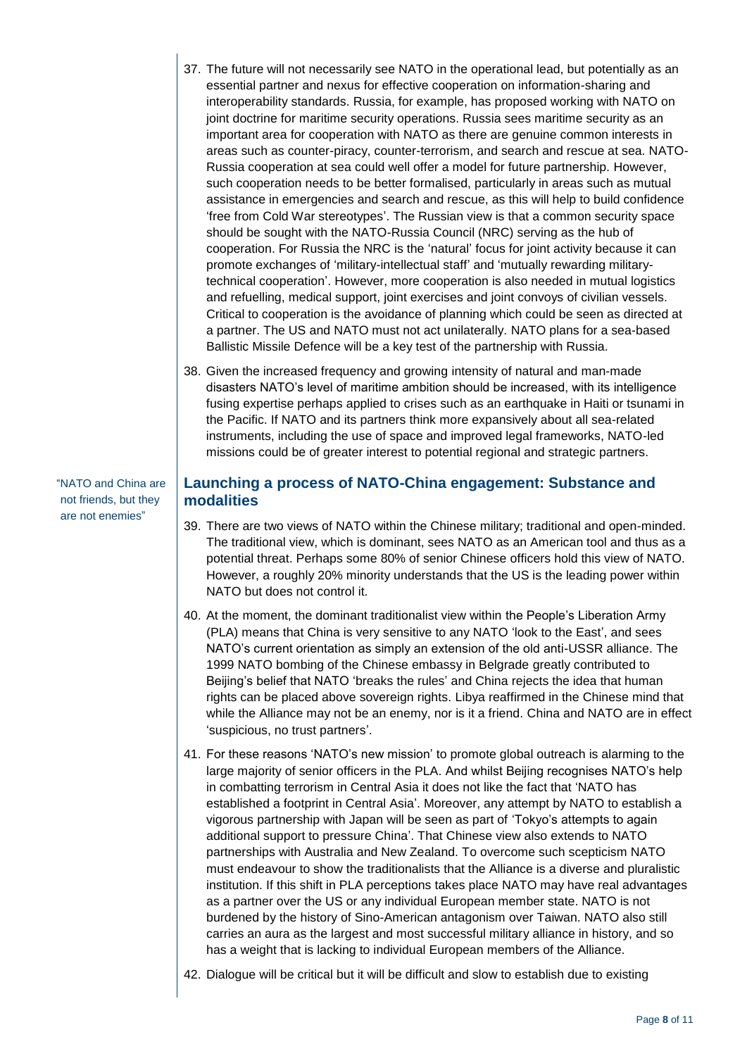37. The future will not necessarily see NATO in the operational lead, but potentially as an essential partner and nexus for effective cooperation on information-sharing and interoperability standards. Russia, for example, has proposed working with NATO on joint doctrine for maritime security operations. Russia sees maritime security as an important area for cooperation with NATO as there are genuine common interests in areas such as counter-piracy, counter-terrorism, and search and rescue at sea. NATO-Russia cooperation at sea could well offer a model for future partnership. However, such cooperation needs to be better formalised, particularly in areas such as mutual assistance in emergencies and search and rescue, as this will help to build confidence 'free from Cold War stereotypes'. The Russian view is that a common security space should be sought with the NATO-Russia Council (NRC) serving as the hub of cooperation. For Russia the NRC is the 'natural' focus for joint activity because it can promote exchanges of 'military-intellectual staff' and 'mutually rewarding military-technical cooperation'. However, more cooperation is also needed in mutual logistics and refuelling, medical support, joint exercises and joint convoys of civilian vessels. Critical to cooperation is the avoidance of planning which could be seen as directed at a partner. The US and NATO must not act unilaterally. NATO plans for a sea-based Ballistic Missile Defence will be a key test of the partnership with Russia.

38. Given the increased frequency and growing intensity of natural and man-made disasters NATO's level of maritime ambition should be increased, with its intelligence fusing expertise perhaps applied to crises such as an earthquake in Haiti or tsunami in the Pacific. If NATO and its partners think more expansively about all sea-related instruments, including the use of space and improved legal frameworks, NATO-led missions could be of greater interest to potential regional and strategic partners.

## Launching a process of NATO-China engagement: Substance and modalities

"NATO and China are not friends, but they are not enemies"

39. There are two views of NATO within the Chinese military; traditional and open-minded. The traditional view, which is dominant, sees NATO as an American tool and thus as a potential threat. Perhaps some 80% of senior Chinese officers hold this view of NATO. However, a roughly 20% minority understands that the US is the leading power within NATO but does not control it.

40. At the moment, the dominant traditionalist view within the People's Liberation Army (PLA) means that China is very sensitive to any NATO 'look to the East', and sees NATO's current orientation as simply an extension of the old anti-USSR alliance. The 1999 NATO bombing of the Chinese embassy in Belgrade greatly contributed to Beijing's belief that NATO 'breaks the rules' and China rejects the idea that human rights can be placed above sovereign rights. Libya reaffirmed in the Chinese mind that while the Alliance may not be an enemy, nor is it a friend. China and NATO are in effect 'suspicious, no trust partners'.

41. For these reasons 'NATO's new mission' to promote global outreach is alarming to the large majority of senior officers in the PLA. And whilst Beijing recognises NATO's help in combatting terrorism in Central Asia it does not like the fact that 'NATO has established a footprint in Central Asia'. Moreover, any attempt by NATO to establish a vigorous partnership with Japan will be seen as part of 'Tokyo's attempts to again additional support to pressure China'. That Chinese view also extends to NATO partnerships with Australia and New Zealand. To overcome such scepticism NATO must endeavour to show the traditionalists that the Alliance is a diverse and pluralistic institution. If this shift in PLA perceptions takes place NATO may have real advantages as a partner over the US or any individual European member state. NATO is not burdened by the history of Sino-American antagonism over Taiwan. NATO also still carries an aura as the largest and most successful military alliance in history, and so has a weight that is lacking to individual European members of the Alliance.

42. Dialogue will be critical but it will be difficult and slow to establish due to existing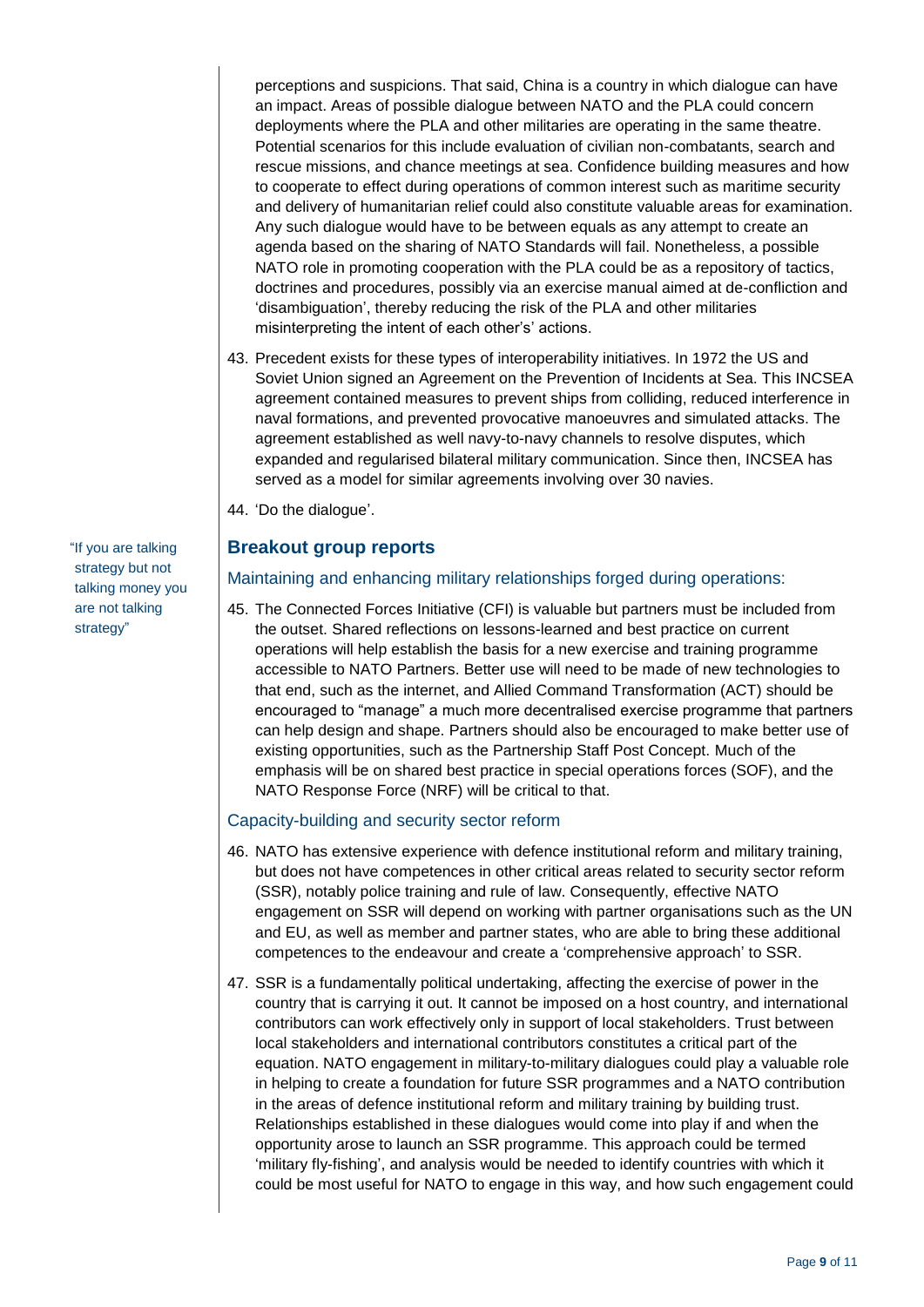perceptions and suspicions. That said, China is a country in which dialogue can have an impact. Areas of possible dialogue between NATO and the PLA could concern deployments where the PLA and other militaries are operating in the same theatre. Potential scenarios for this include evaluation of civilian non-combatants, search and rescue missions, and chance meetings at sea. Confidence building measures and how to cooperate to effect during operations of common interest such as maritime security and delivery of humanitarian relief could also constitute valuable areas for examination. Any such dialogue would have to be between equals as any attempt to create an agenda based on the sharing of NATO Standards will fail. Nonetheless, a possible NATO role in promoting cooperation with the PLA could be as a repository of tactics, doctrines and procedures, possibly via an exercise manual aimed at de-confliction and 'disambiguation', thereby reducing the risk of the PLA and other militaries misinterpreting the intent of each other's' actions.

43. Precedent exists for these types of interoperability initiatives. In 1972 the US and Soviet Union signed an Agreement on the Prevention of Incidents at Sea. This INCSEA agreement contained measures to prevent ships from colliding, reduced interference in naval formations, and prevented provocative manoeuvres and simulated attacks. The agreement established as well navy-to-navy channels to resolve disputes, which expanded and regularised bilateral military communication. Since then, INCSEA has served as a model for similar agreements involving over 30 navies.

44. 'Do the dialogue'.

> "If you are talking strategy but not talking money you are not talking strategy"

## Breakout group reports

### Maintaining and enhancing military relationships forged during operations:

45. The Connected Forces Initiative (CFI) is valuable but partners must be included from the outset. Shared reflections on lessons-learned and best practice on current operations will help establish the basis for a new exercise and training programme accessible to NATO Partners. Better use will need to be made of new technologies to that end, such as the internet, and Allied Command Transformation (ACT) should be encouraged to "manage" a much more decentralised exercise programme that partners can help design and shape. Partners should also be encouraged to make better use of existing opportunities, such as the Partnership Staff Post Concept. Much of the emphasis will be on shared best practice in special operations forces (SOF), and the NATO Response Force (NRF) will be critical to that.

### Capacity-building and security sector reform

46. NATO has extensive experience with defence institutional reform and military training, but does not have competences in other critical areas related to security sector reform (SSR), notably police training and rule of law. Consequently, effective NATO engagement on SSR will depend on working with partner organisations such as the UN and EU, as well as member and partner states, who are able to bring these additional competences to the endeavour and create a 'comprehensive approach' to SSR.

47. SSR is a fundamentally political undertaking, affecting the exercise of power in the country that is carrying it out. It cannot be imposed on a host country, and international contributors can work effectively only in support of local stakeholders. Trust between local stakeholders and international contributors constitutes a critical part of the equation. NATO engagement in military-to-military dialogues could play a valuable role in helping to create a foundation for future SSR programmes and a NATO contribution in the areas of defence institutional reform and military training by building trust. Relationships established in these dialogues would come into play if and when the opportunity arose to launch an SSR programme. This approach could be termed 'military fly-fishing', and analysis would be needed to identify countries with which it could be most useful for NATO to engage in this way, and how such engagement could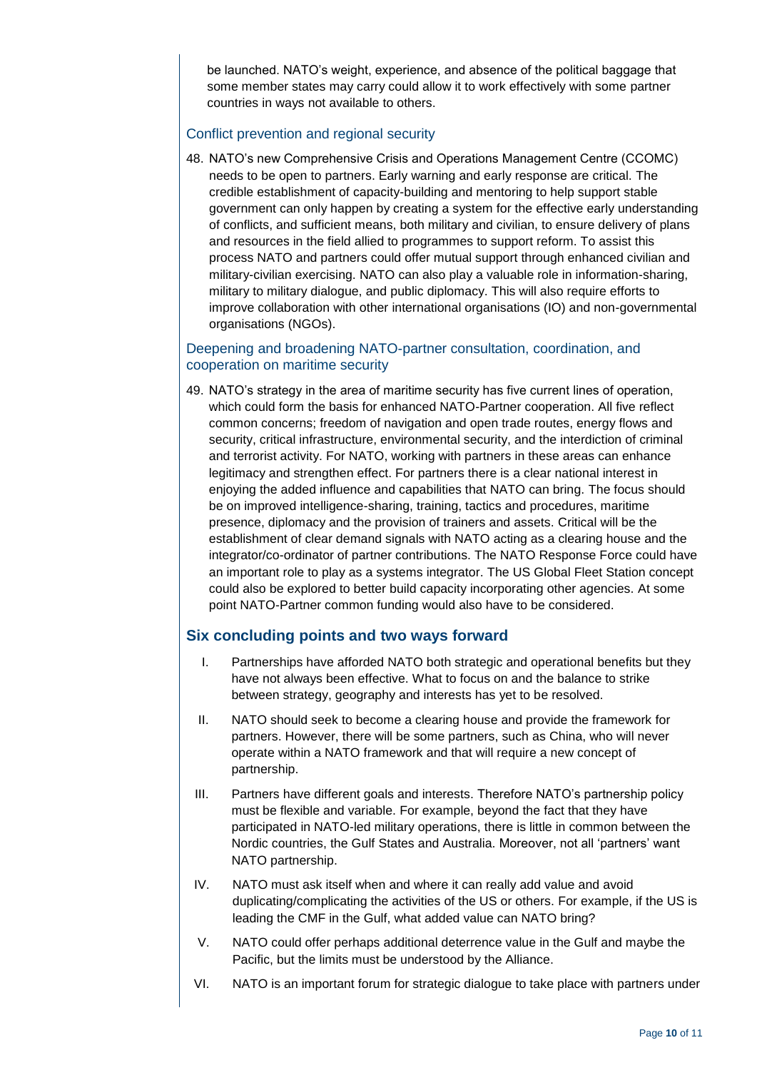be launched. NATO's weight, experience, and absence of the political baggage that some member states may carry could allow it to work effectively with some partner countries in ways not available to others.

### Conflict prevention and regional security

48. NATO's new Comprehensive Crisis and Operations Management Centre (CCOMC) needs to be open to partners. Early warning and early response are critical. The credible establishment of capacity-building and mentoring to help support stable government can only happen by creating a system for the effective early understanding of conflicts, and sufficient means, both military and civilian, to ensure delivery of plans and resources in the field allied to programmes to support reform. To assist this process NATO and partners could offer mutual support through enhanced civilian and military-civilian exercising. NATO can also play a valuable role in information-sharing, military to military dialogue, and public diplomacy. This will also require efforts to improve collaboration with other international organisations (IO) and non-governmental organisations (NGOs).

### Deepening and broadening NATO-partner consultation, coordination, and cooperation on maritime security

49. NATO's strategy in the area of maritime security has five current lines of operation, which could form the basis for enhanced NATO-Partner cooperation. All five reflect common concerns; freedom of navigation and open trade routes, energy flows and security, critical infrastructure, environmental security, and the interdiction of criminal and terrorist activity. For NATO, working with partners in these areas can enhance legitimacy and strengthen effect. For partners there is a clear national interest in enjoying the added influence and capabilities that NATO can bring. The focus should be on improved intelligence-sharing, training, tactics and procedures, maritime presence, diplomacy and the provision of trainers and assets. Critical will be the establishment of clear demand signals with NATO acting as a clearing house and the integrator/co-ordinator of partner contributions. The NATO Response Force could have an important role to play as a systems integrator. The US Global Fleet Station concept could also be explored to better build capacity incorporating other agencies. At some point NATO-Partner common funding would also have to be considered.

## Six concluding points and two ways forward

I. Partnerships have afforded NATO both strategic and operational benefits but they have not always been effective. What to focus on and the balance to strike between strategy, geography and interests has yet to be resolved.

II. NATO should seek to become a clearing house and provide the framework for partners. However, there will be some partners, such as China, who will never operate within a NATO framework and that will require a new concept of partnership.

III. Partners have different goals and interests. Therefore NATO's partnership policy must be flexible and variable. For example, beyond the fact that they have participated in NATO-led military operations, there is little in common between the Nordic countries, the Gulf States and Australia. Moreover, not all 'partners' want NATO partnership.

IV. NATO must ask itself when and where it can really add value and avoid duplicating/complicating the activities of the US or others. For example, if the US is leading the CMF in the Gulf, what added value can NATO bring?

V. NATO could offer perhaps additional deterrence value in the Gulf and maybe the Pacific, but the limits must be understood by the Alliance.

VI. NATO is an important forum for strategic dialogue to take place with partners under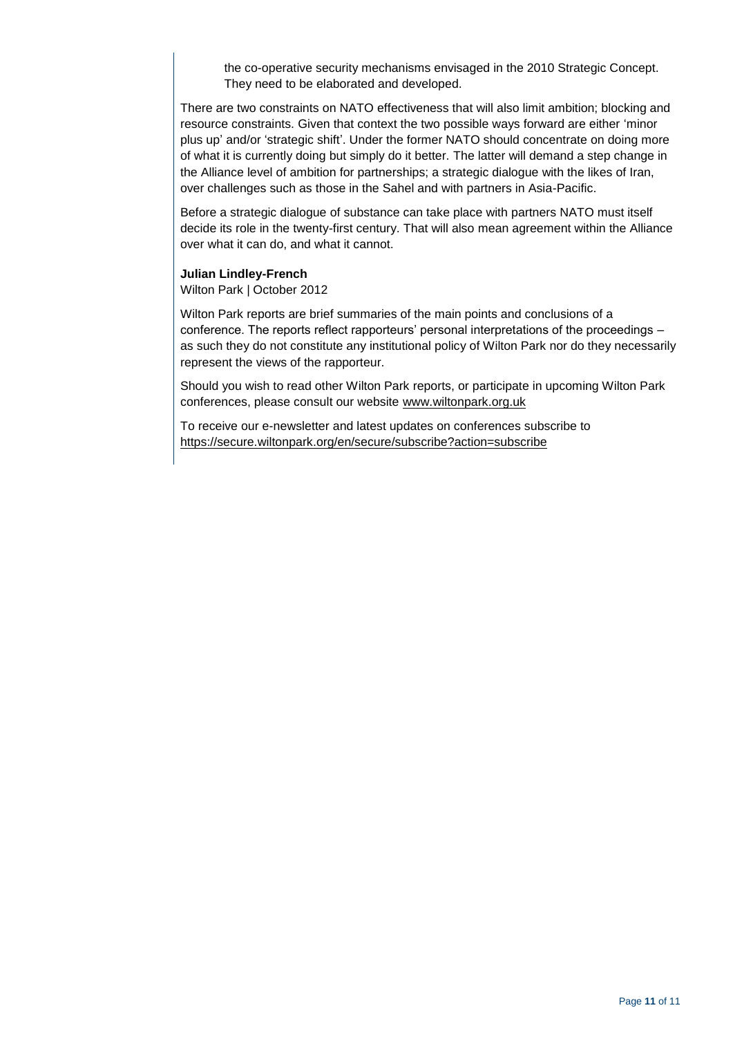the co-operative security mechanisms envisaged in the 2010 Strategic Concept. They need to be elaborated and developed.

There are two constraints on NATO effectiveness that will also limit ambition; blocking and resource constraints. Given that context the two possible ways forward are either 'minor plus up' and/or 'strategic shift'. Under the former NATO should concentrate on doing more of what it is currently doing but simply do it better. The latter will demand a step change in the Alliance level of ambition for partnerships; a strategic dialogue with the likes of Iran, over challenges such as those in the Sahel and with partners in Asia-Pacific.

Before a strategic dialogue of substance can take place with partners NATO must itself decide its role in the twenty-first century. That will also mean agreement within the Alliance over what it can do, and what it cannot.

**Julian Lindley-French**
Wilton Park | October 2012

Wilton Park reports are brief summaries of the main points and conclusions of a conference. The reports reflect rapporteurs' personal interpretations of the proceedings – as such they do not constitute any institutional policy of Wilton Park nor do they necessarily represent the views of the rapporteur.

Should you wish to read other Wilton Park reports, or participate in upcoming Wilton Park conferences, please consult our website www.wiltonpark.org.uk

To receive our e-newsletter and latest updates on conferences subscribe to https://secure.wiltonpark.org/en/secure/subscribe?action=subscribe